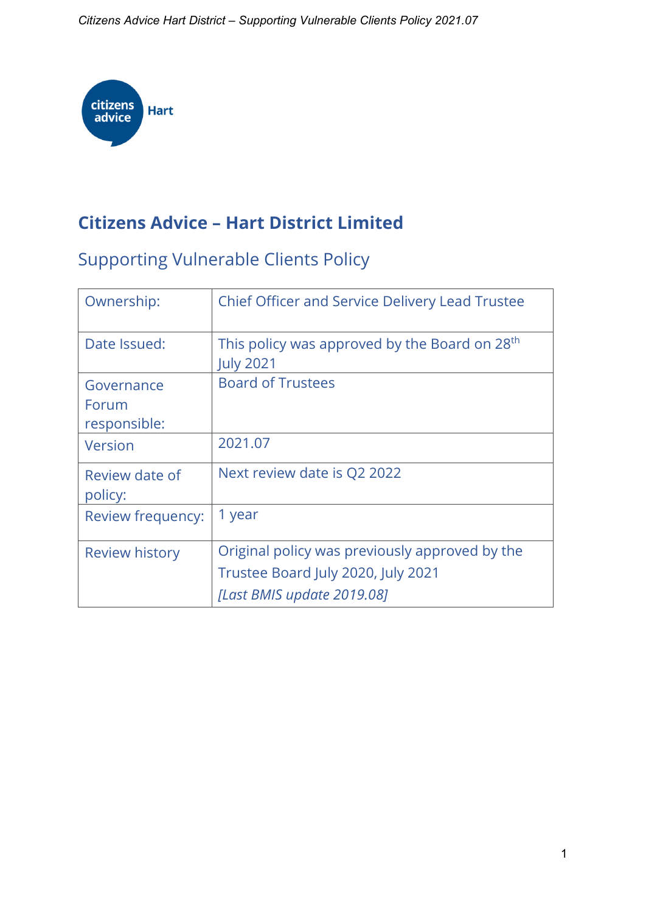# Citizens Advice – Hart District Limited

## Supporting Vulnerable Clients Policy

| Ownership: | Chief Officer and Service Delivery Lead Trustee |
|---|---|
| Date Issued: | This policy was approved by the Board on 28th July 2021 |
| Governance Forum responsible: | Board of Trustees |
| Version | 2021.07 |
| Review date of policy: | Next review date is Q2 2022 |
| Review frequency: | 1 year |
| Review history | Original policy was previously approved by the Trustee Board July 2020, July 2021 *[Last BMIS update 2019.08]* |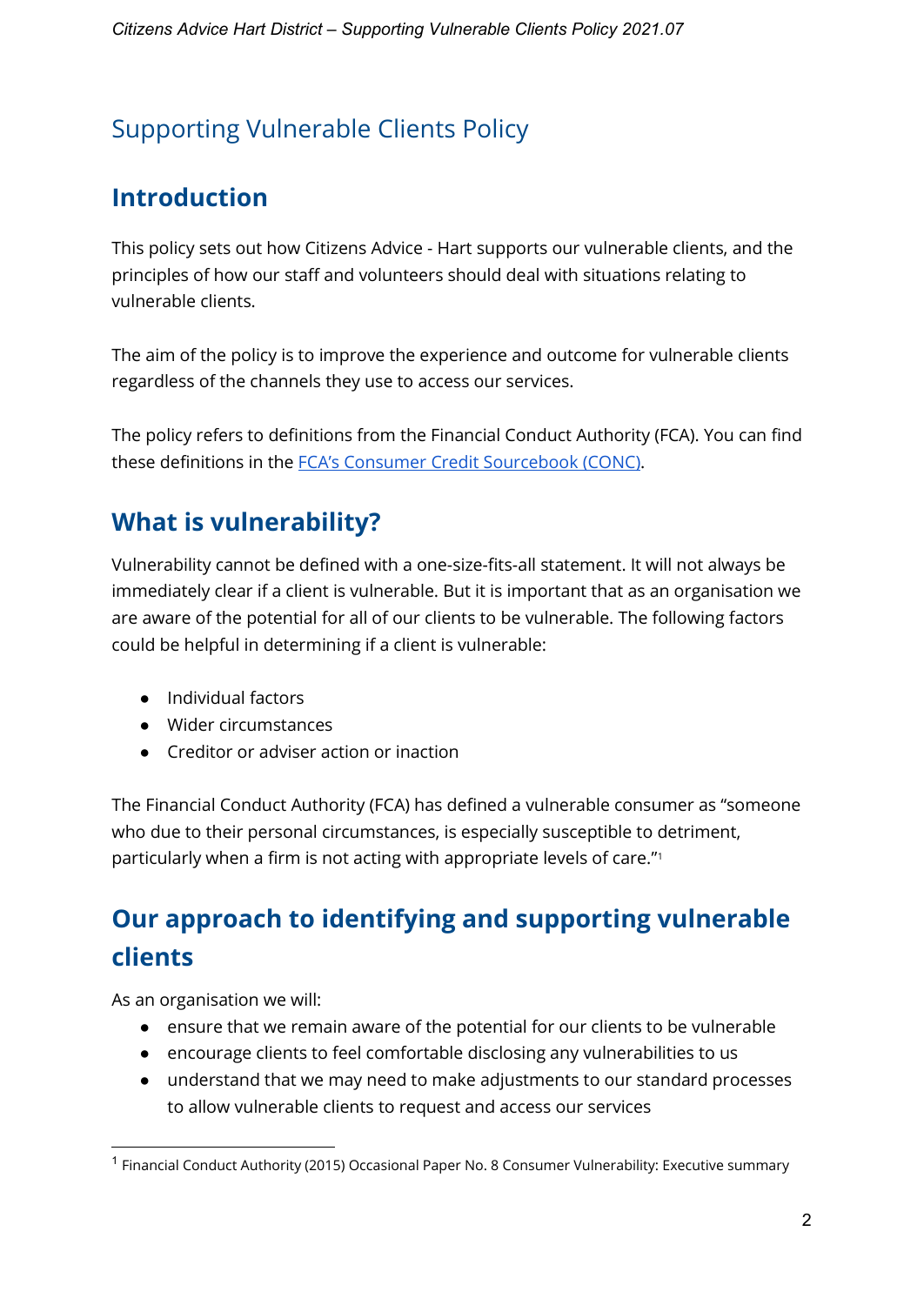# Supporting Vulnerable Clients Policy

## Introduction

This policy sets out how Citizens Advice - Hart supports our vulnerable clients, and the principles of how our staff and volunteers should deal with situations relating to vulnerable clients.

The aim of the policy is to improve the experience and outcome for vulnerable clients regardless of the channels they use to access our services.

The policy refers to definitions from the Financial Conduct Authority (FCA). You can find these definitions in the [FCA's Consumer Credit Sourcebook (CONC)](#).

## What is vulnerability?

Vulnerability cannot be defined with a one-size-fits-all statement. It will not always be immediately clear if a client is vulnerable. But it is important that as an organisation we are aware of the potential for all of our clients to be vulnerable. The following factors could be helpful in determining if a client is vulnerable:

- Individual factors
- Wider circumstances
- Creditor or adviser action or inaction

The Financial Conduct Authority (FCA) has defined a vulnerable consumer as "someone who due to their personal circumstances, is especially susceptible to detriment, particularly when a firm is not acting with appropriate levels of care."[1]

## Our approach to identifying and supporting vulnerable clients

As an organisation we will:

- ensure that we remain aware of the potential for our clients to be vulnerable
- encourage clients to feel comfortable disclosing any vulnerabilities to us
- understand that we may need to make adjustments to our standard processes to allow vulnerable clients to request and access our services

---

[1] Financial Conduct Authority (2015) Occasional Paper No. 8 Consumer Vulnerability: Executive summary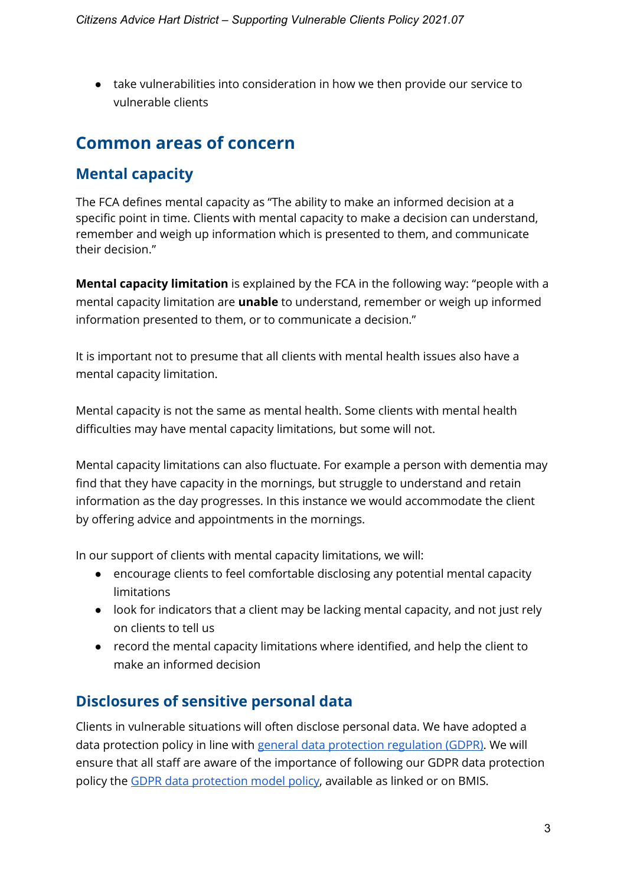- take vulnerabilities into consideration in how we then provide our service to vulnerable clients

## Common areas of concern

### Mental capacity

The FCA defines mental capacity as "The ability to make an informed decision at a specific point in time. Clients with mental capacity to make a decision can understand, remember and weigh up information which is presented to them, and communicate their decision."

**Mental capacity limitation** is explained by the FCA in the following way: "people with a mental capacity limitation are **unable** to understand, remember or weigh up informed information presented to them, or to communicate a decision."

It is important not to presume that all clients with mental health issues also have a mental capacity limitation.

Mental capacity is not the same as mental health. Some clients with mental health difficulties may have mental capacity limitations, but some will not.

Mental capacity limitations can also fluctuate. For example a person with dementia may find that they have capacity in the mornings, but struggle to understand and retain information as the day progresses. In this instance we would accommodate the client by offering advice and appointments in the mornings.

In our support of clients with mental capacity limitations, we will:

- encourage clients to feel comfortable disclosing any potential mental capacity limitations
- look for indicators that a client may be lacking mental capacity, and not just rely on clients to tell us
- record the mental capacity limitations where identified, and help the client to make an informed decision

### Disclosures of sensitive personal data

Clients in vulnerable situations will often disclose personal data. We have adopted a data protection policy in line with general data protection regulation (GDPR). We will ensure that all staff are aware of the importance of following our GDPR data protection policy the GDPR data protection model policy, available as linked or on BMIS.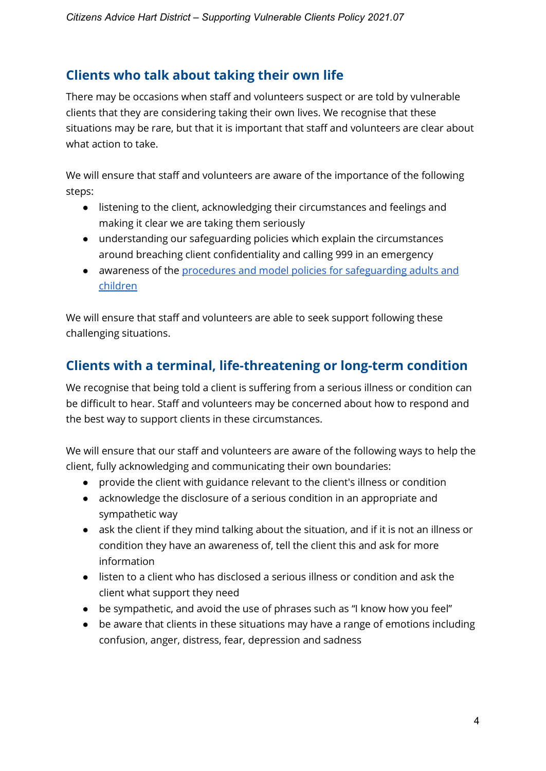## Clients who talk about taking their own life

There may be occasions when staff and volunteers suspect or are told by vulnerable clients that they are considering taking their own lives. We recognise that these situations may be rare, but that it is important that staff and volunteers are clear about what action to take.

We will ensure that staff and volunteers are aware of the importance of the following steps:

- listening to the client, acknowledging their circumstances and feelings and making it clear we are taking them seriously
- understanding our safeguarding policies which explain the circumstances around breaching client confidentiality and calling 999 in an emergency
- awareness of the procedures and model policies for safeguarding adults and children

We will ensure that staff and volunteers are able to seek support following these challenging situations.

## Clients with a terminal, life-threatening or long-term condition

We recognise that being told a client is suffering from a serious illness or condition can be difficult to hear. Staff and volunteers may be concerned about how to respond and the best way to support clients in these circumstances.

We will ensure that our staff and volunteers are aware of the following ways to help the client, fully acknowledging and communicating their own boundaries:

- provide the client with guidance relevant to the client's illness or condition
- acknowledge the disclosure of a serious condition in an appropriate and sympathetic way
- ask the client if they mind talking about the situation, and if it is not an illness or condition they have an awareness of, tell the client this and ask for more information
- listen to a client who has disclosed a serious illness or condition and ask the client what support they need
- be sympathetic, and avoid the use of phrases such as "I know how you feel"
- be aware that clients in these situations may have a range of emotions including confusion, anger, distress, fear, depression and sadness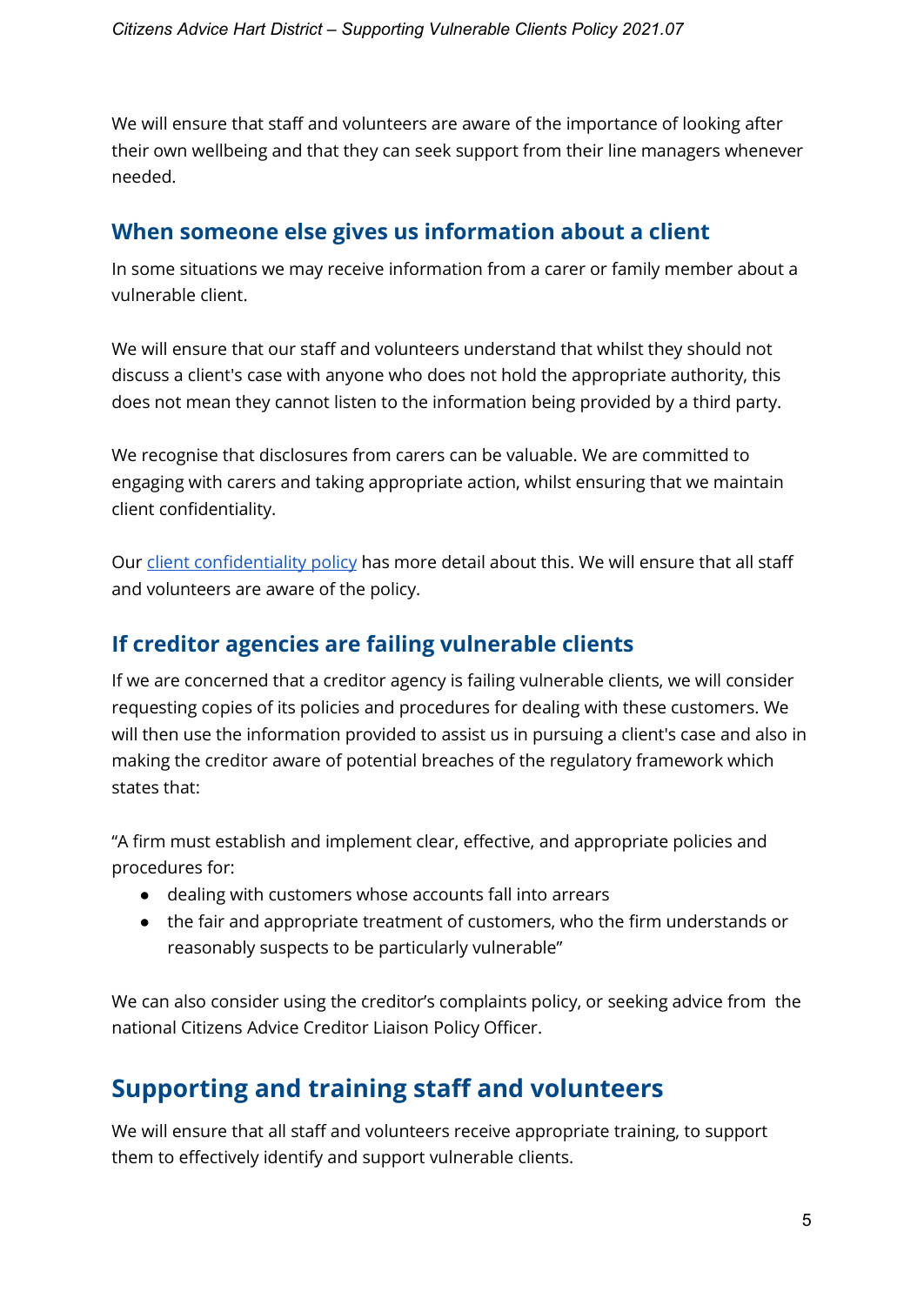We will ensure that staff and volunteers are aware of the importance of looking after their own wellbeing and that they can seek support from their line managers whenever needed.

### When someone else gives us information about a client

In some situations we may receive information from a carer or family member about a vulnerable client.

We will ensure that our staff and volunteers understand that whilst they should not discuss a client's case with anyone who does not hold the appropriate authority, this does not mean they cannot listen to the information being provided by a third party.

We recognise that disclosures from carers can be valuable. We are committed to engaging with carers and taking appropriate action, whilst ensuring that we maintain client confidentiality.

Our [client confidentiality policy]() has more detail about this. We will ensure that all staff and volunteers are aware of the policy.

### If creditor agencies are failing vulnerable clients

If we are concerned that a creditor agency is failing vulnerable clients, we will consider requesting copies of its policies and procedures for dealing with these customers. We will then use the information provided to assist us in pursuing a client's case and also in making the creditor aware of potential breaches of the regulatory framework which states that:

"A firm must establish and implement clear, effective, and appropriate policies and procedures for:

- dealing with customers whose accounts fall into arrears
- the fair and appropriate treatment of customers, who the firm understands or reasonably suspects to be particularly vulnerable"

We can also consider using the creditor's complaints policy, or seeking advice from the national Citizens Advice Creditor Liaison Policy Officer.

## Supporting and training staff and volunteers

We will ensure that all staff and volunteers receive appropriate training, to support them to effectively identify and support vulnerable clients.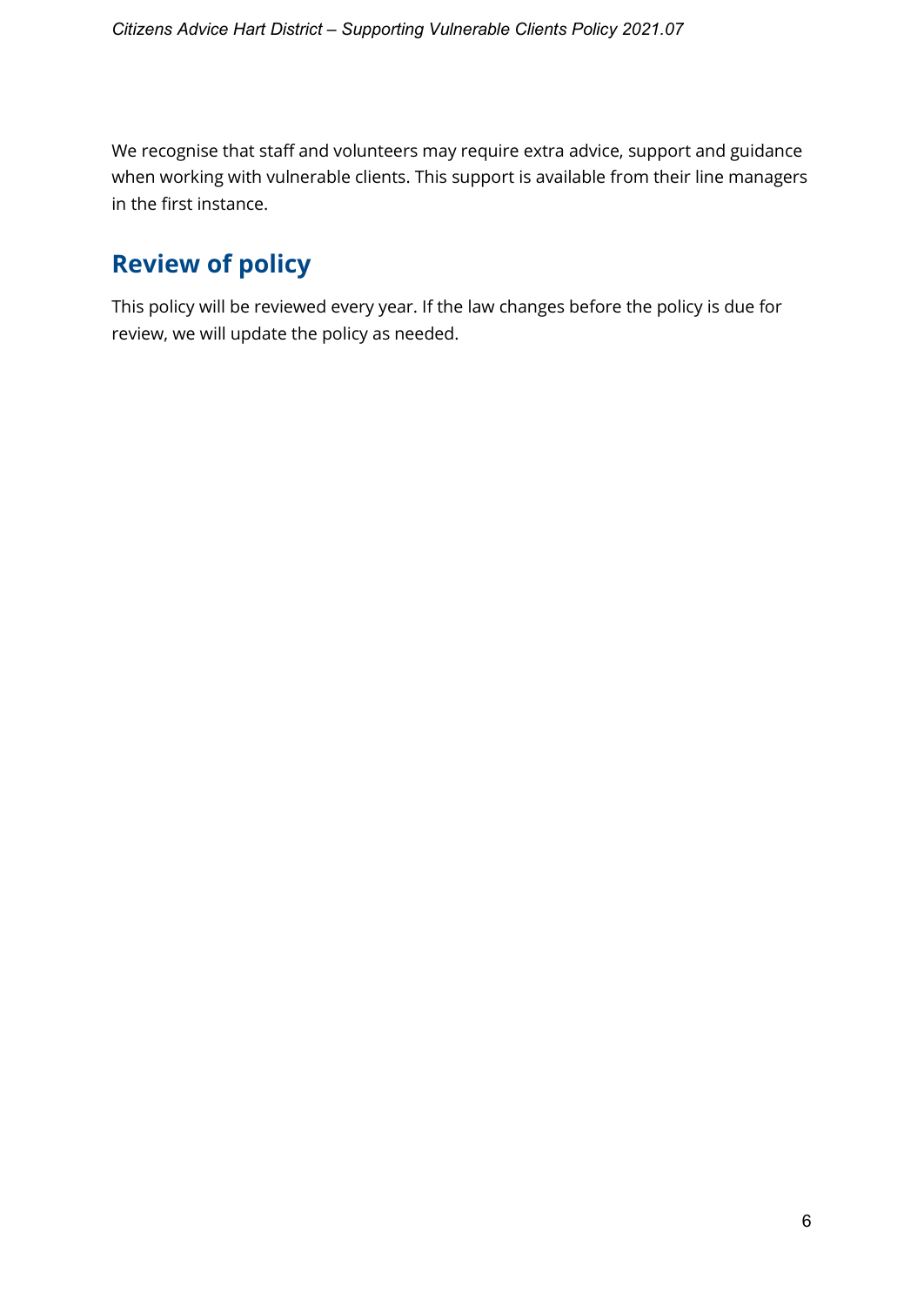We recognise that staff and volunteers may require extra advice, support and guidance when working with vulnerable clients. This support is available from their line managers in the first instance.

## Review of policy

This policy will be reviewed every year. If the law changes before the policy is due for review, we will update the policy as needed.